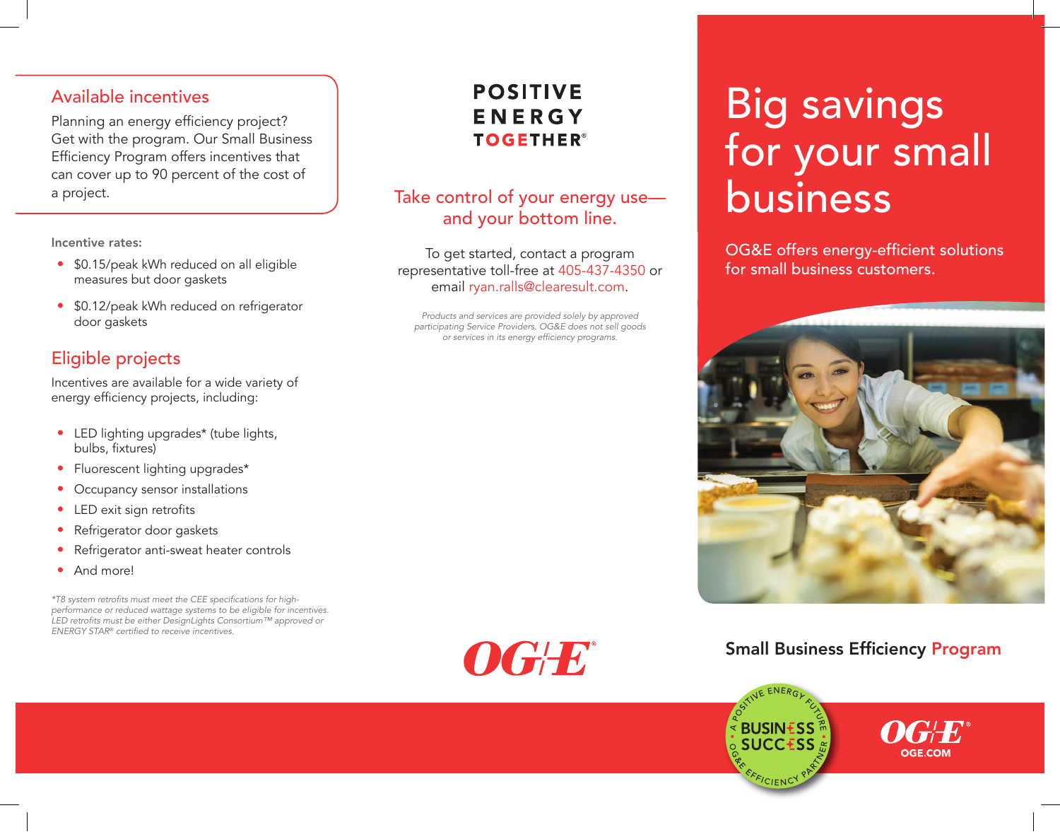## Available incentives

Planning an energy efficiency project? Get with the program. Our Small Business Efficiency Program offers incentives that can cover up to 90 percent of the cost of a project.

**Incentive rates:**

- $0.15/peak kWh reduced on all eligible measures but door gaskets
- $0.12/peak kWh reduced on refrigerator door gaskets

## Eligible projects

Incentives are available for a wide variety of energy efficiency projects, including:

- LED lighting upgrades* (tube lights, bulbs, fixtures)
- Fluorescent lighting upgrades*
- Occupancy sensor installations
- LED exit sign retrofits
- Refrigerator door gaskets
- Refrigerator anti-sweat heater controls
- And more!

*\*T8 system retrofits must meet the CEE specifications for high-performance or reduced wattage systems to be eligible for incentives. LED retrofits must be either DesignLights Consortium™ approved or ENERGY STAR® certified to receive incentives.*

**POSITIVE ENERGY TOGETHER®**

## Take control of your energy use—and your bottom line.

To get started, contact a program representative toll-free at 405-437-4350 or email ryan.ralls@clearesult.com.

*Products and services are provided solely by approved participating Service Providers. OG&E does not sell goods or services in its energy efficiency programs.*

OG&E®

# Big savings for your small business

OG&E offers energy-efficient solutions for small business customers.

## Small Business Efficiency Program

A POSITIVE ENERGY FUTURE • BUSINESS SUCCESS • OG&E EFFICIENCY PARTNER

OG&E®
OGE.COM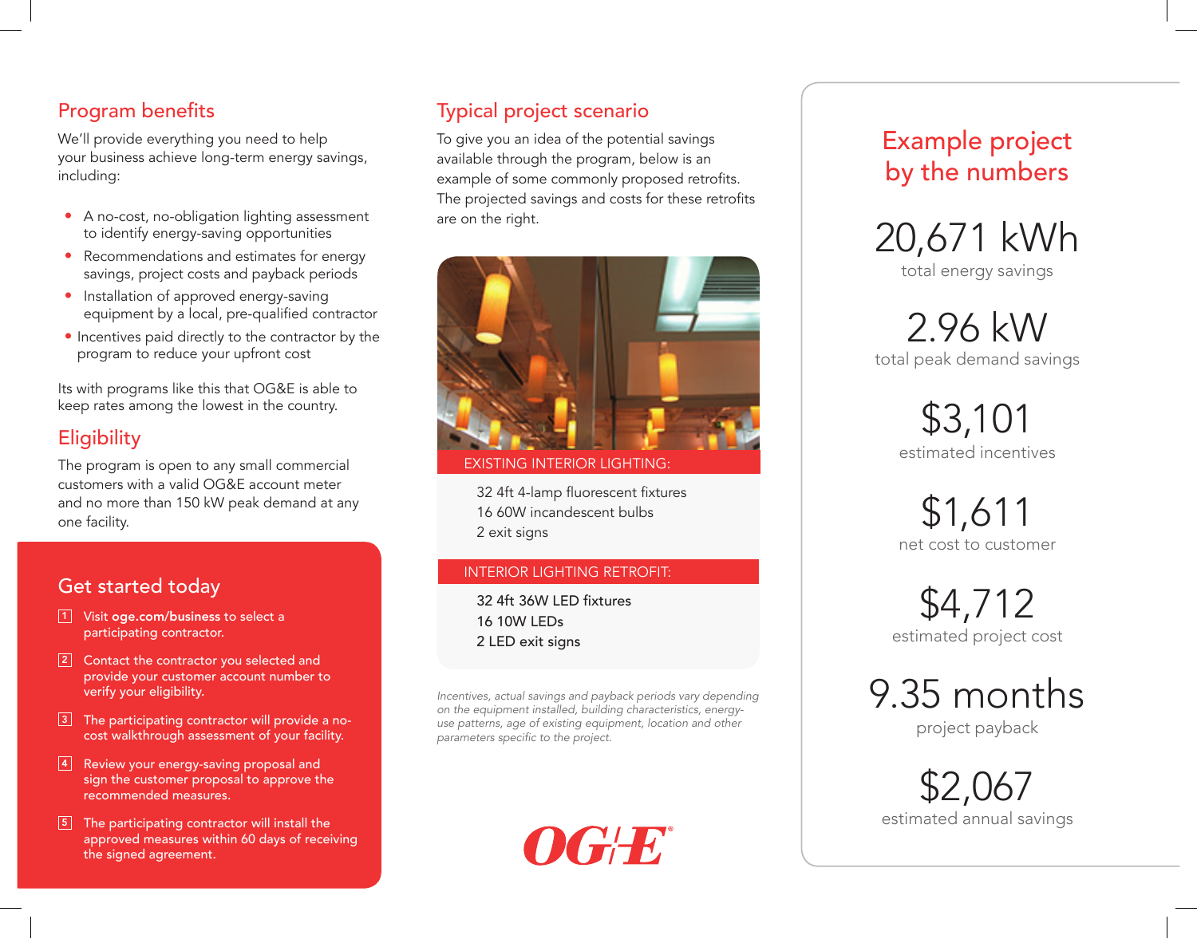## Program benefits

We'll provide everything you need to help your business achieve long-term energy savings, including:

- A no-cost, no-obligation lighting assessment to identify energy-saving opportunities
- Recommendations and estimates for energy savings, project costs and payback periods
- Installation of approved energy-saving equipment by a local, pre-qualified contractor
- Incentives paid directly to the contractor by the program to reduce your upfront cost

Its with programs like this that OG&E is able to keep rates among the lowest in the country.

## Eligibility

The program is open to any small commercial customers with a valid OG&E account meter and no more than 150 kW peak demand at any one facility.

## Get started today

1. Visit **oge.com/business** to select a participating contractor.
2. Contact the contractor you selected and provide your customer account number to verify your eligibility.
3. The participating contractor will provide a no-cost walkthrough assessment of your facility.
4. Review your energy-saving proposal and sign the customer proposal to approve the recommended measures.
5. The participating contractor will install the approved measures within 60 days of receiving the signed agreement.

## Typical project scenario

To give you an idea of the potential savings available through the program, below is an example of some commonly proposed retrofits. The projected savings and costs for these retrofits are on the right.

**EXISTING INTERIOR LIGHTING:**

32 4ft 4-lamp fluorescent fixtures
16 60W incandescent bulbs
2 exit signs

**INTERIOR LIGHTING RETROFIT:**

32 4ft 36W LED fixtures
16 10W LEDs
2 LED exit signs

*Incentives, actual savings and payback periods vary depending on the equipment installed, building characteristics, energy-use patterns, age of existing equipment, location and other parameters specific to the project.*

OG&E®

## Example project by the numbers

**20,671 kWh**
total energy savings

**2.96 kW**
total peak demand savings

**$3,101**
estimated incentives

**$1,611**
net cost to customer

**$4,712**
estimated project cost

**9.35 months**
project payback

**$2,067**
estimated annual savings